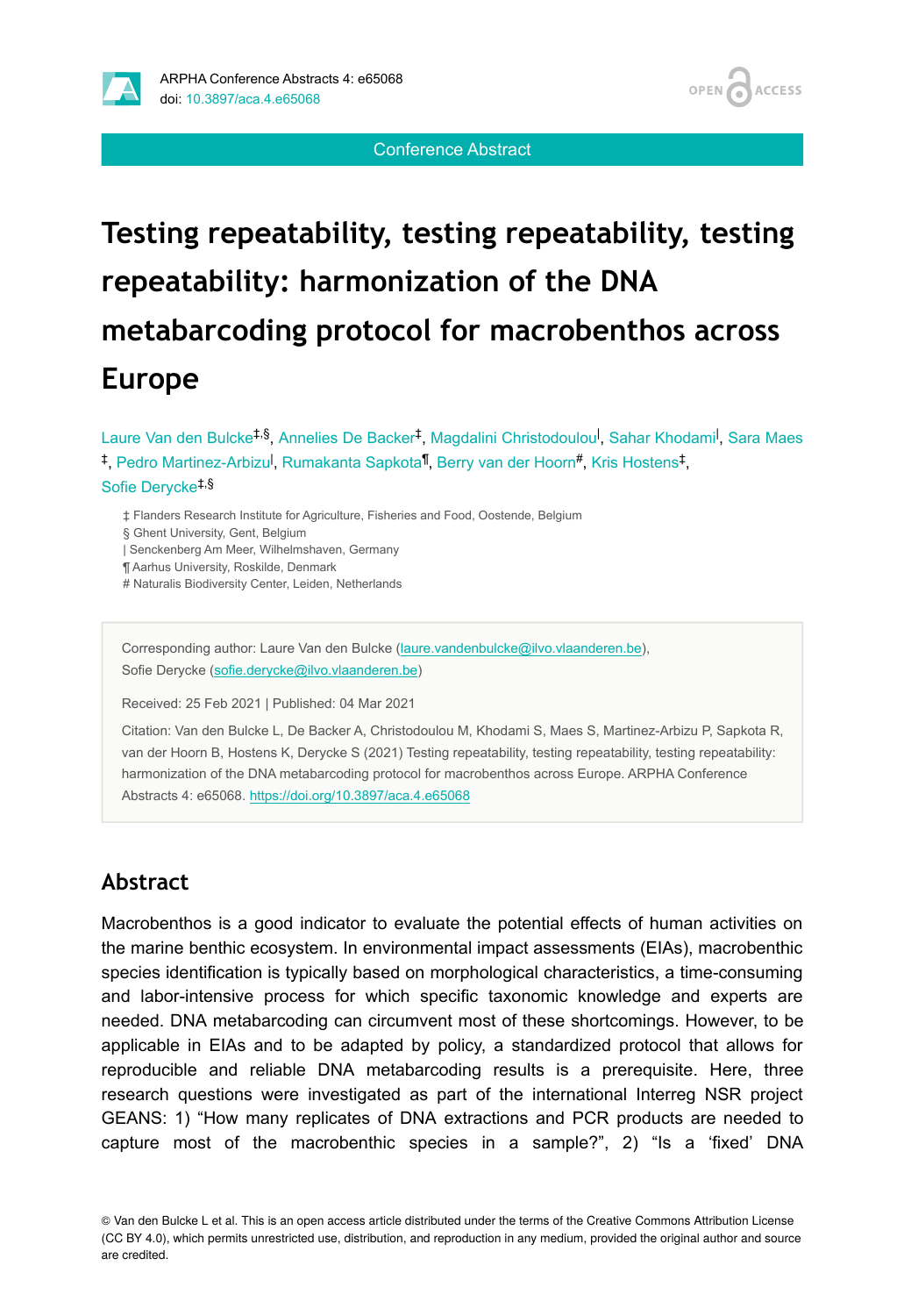Conference Abstract

# Testing repeatability, testing repeatability, testing repeatability: harmonization of the DNA metabarcoding protocol for macrobenthos across Europe

Laure Van den Bulcke[‡,§], Annelies De Backer[‡], Magdalini Christodoulou[|], Sahar Khodami[|], Sara Maes[‡], Pedro Martinez-Arbizu[|], Rumakanta Sapkota[¶], Berry van der Hoorn[#], Kris Hostens[‡], Sofie Derycke[‡,§]

‡ Flanders Research Institute for Agriculture, Fisheries and Food, Oostende, Belgium
§ Ghent University, Gent, Belgium
| Senckenberg Am Meer, Wilhelmshaven, Germany
¶ Aarhus University, Roskilde, Denmark
# Naturalis Biodiversity Center, Leiden, Netherlands

Corresponding author: Laure Van den Bulcke (laure.vandenbulcke@ilvo.vlaanderen.be), Sofie Derycke (sofie.derycke@ilvo.vlaanderen.be)

Received: 25 Feb 2021 | Published: 04 Mar 2021

Citation: Van den Bulcke L, De Backer A, Christodoulou M, Khodami S, Maes S, Martinez-Arbizu P, Sapkota R, van der Hoorn B, Hostens K, Derycke S (2021) Testing repeatability, testing repeatability, testing repeatability: harmonization of the DNA metabarcoding protocol for macrobenthos across Europe. ARPHA Conference Abstracts 4: e65068. https://doi.org/10.3897/aca.4.e65068

## Abstract

Macrobenthos is a good indicator to evaluate the potential effects of human activities on the marine benthic ecosystem. In environmental impact assessments (EIAs), macrobenthic species identification is typically based on morphological characteristics, a time-consuming and labor-intensive process for which specific taxonomic knowledge and experts are needed. DNA metabarcoding can circumvent most of these shortcomings. However, to be applicable in EIAs and to be adapted by policy, a standardized protocol that allows for reproducible and reliable DNA metabarcoding results is a prerequisite. Here, three research questions were investigated as part of the international Interreg NSR project GEANS: 1) "How many replicates of DNA extractions and PCR products are needed to capture most of the macrobenthic species in a sample?", 2) "Is a 'fixed' DNA

© Van den Bulcke L et al. This is an open access article distributed under the terms of the Creative Commons Attribution License (CC BY 4.0), which permits unrestricted use, distribution, and reproduction in any medium, provided the original author and source are credited.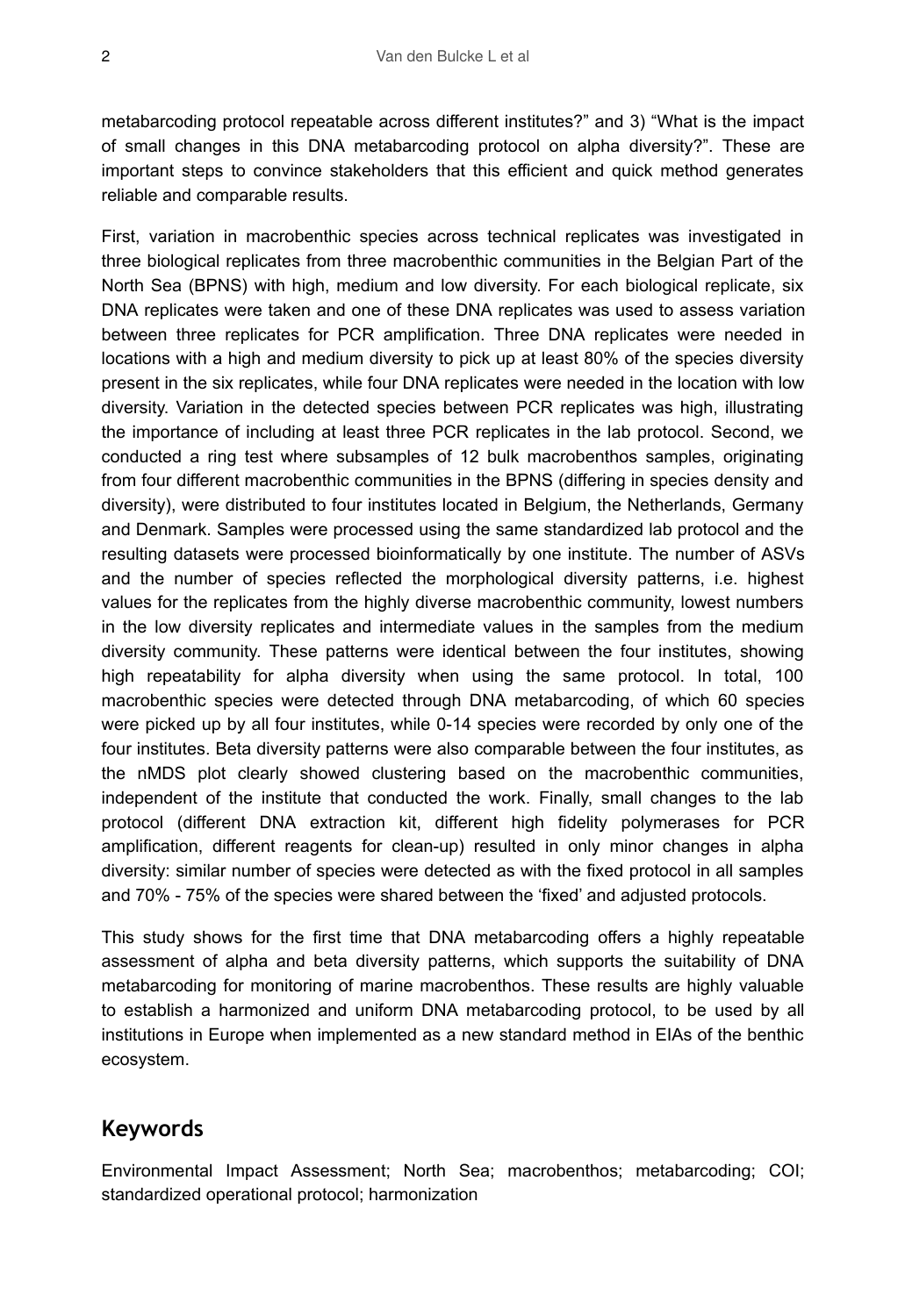metabarcoding protocol repeatable across different institutes?" and 3) "What is the impact of small changes in this DNA metabarcoding protocol on alpha diversity?". These are important steps to convince stakeholders that this efficient and quick method generates reliable and comparable results.

First, variation in macrobenthic species across technical replicates was investigated in three biological replicates from three macrobenthic communities in the Belgian Part of the North Sea (BPNS) with high, medium and low diversity. For each biological replicate, six DNA replicates were taken and one of these DNA replicates was used to assess variation between three replicates for PCR amplification. Three DNA replicates were needed in locations with a high and medium diversity to pick up at least 80% of the species diversity present in the six replicates, while four DNA replicates were needed in the location with low diversity. Variation in the detected species between PCR replicates was high, illustrating the importance of including at least three PCR replicates in the lab protocol. Second, we conducted a ring test where subsamples of 12 bulk macrobenthos samples, originating from four different macrobenthic communities in the BPNS (differing in species density and diversity), were distributed to four institutes located in Belgium, the Netherlands, Germany and Denmark. Samples were processed using the same standardized lab protocol and the resulting datasets were processed bioinformatically by one institute. The number of ASVs and the number of species reflected the morphological diversity patterns, i.e. highest values for the replicates from the highly diverse macrobenthic community, lowest numbers in the low diversity replicates and intermediate values in the samples from the medium diversity community. These patterns were identical between the four institutes, showing high repeatability for alpha diversity when using the same protocol. In total, 100 macrobenthic species were detected through DNA metabarcoding, of which 60 species were picked up by all four institutes, while 0-14 species were recorded by only one of the four institutes. Beta diversity patterns were also comparable between the four institutes, as the nMDS plot clearly showed clustering based on the macrobenthic communities, independent of the institute that conducted the work. Finally, small changes to the lab protocol (different DNA extraction kit, different high fidelity polymerases for PCR amplification, different reagents for clean-up) resulted in only minor changes in alpha diversity: similar number of species were detected as with the fixed protocol in all samples and 70% - 75% of the species were shared between the 'fixed' and adjusted protocols.

This study shows for the first time that DNA metabarcoding offers a highly repeatable assessment of alpha and beta diversity patterns, which supports the suitability of DNA metabarcoding for monitoring of marine macrobenthos. These results are highly valuable to establish a harmonized and uniform DNA metabarcoding protocol, to be used by all institutions in Europe when implemented as a new standard method in EIAs of the benthic ecosystem.

## Keywords

Environmental Impact Assessment; North Sea; macrobenthos; metabarcoding; COI; standardized operational protocol; harmonization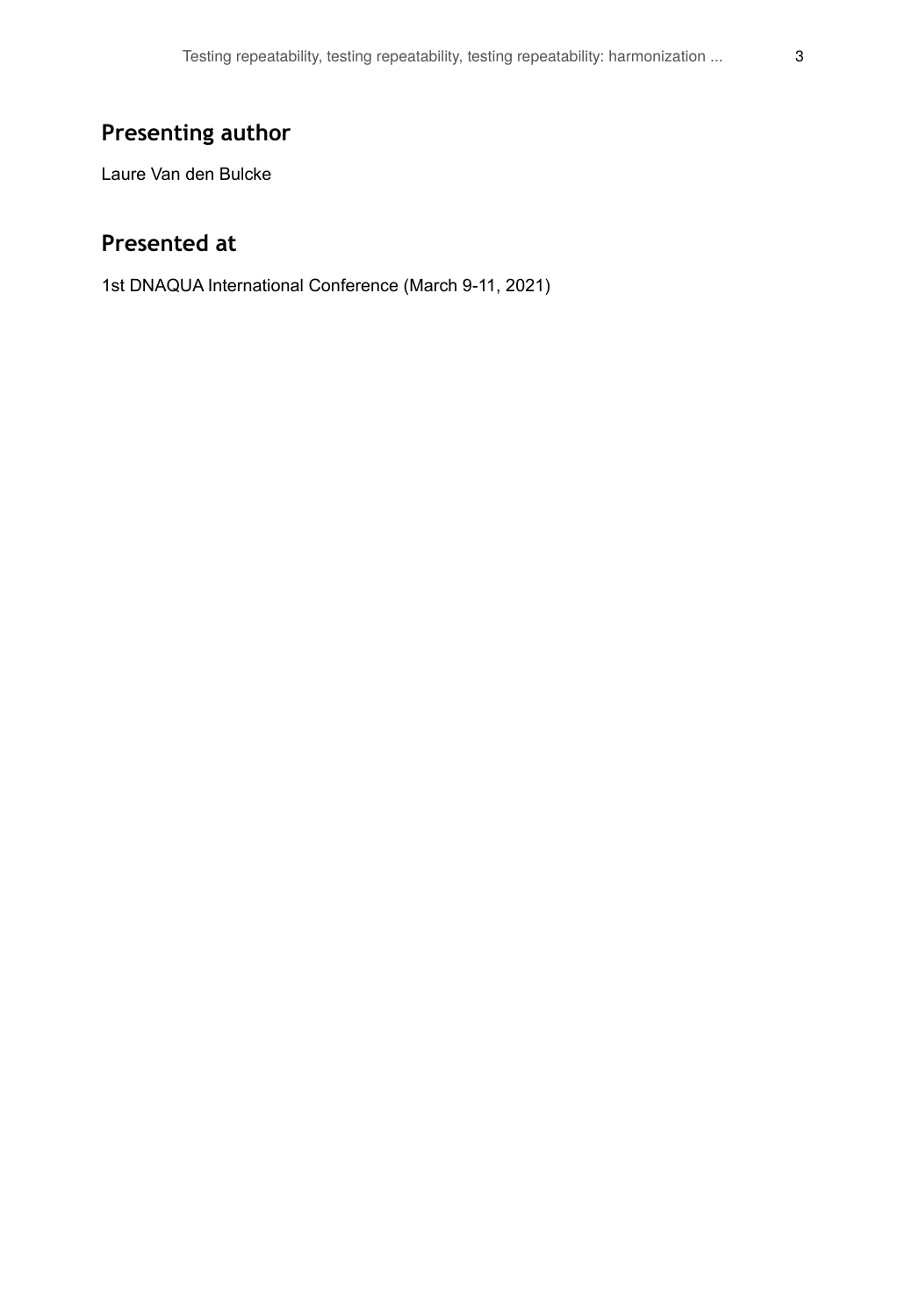## Presenting author

Laure Van den Bulcke

## Presented at

1st DNAQUA International Conference (March 9-11, 2021)